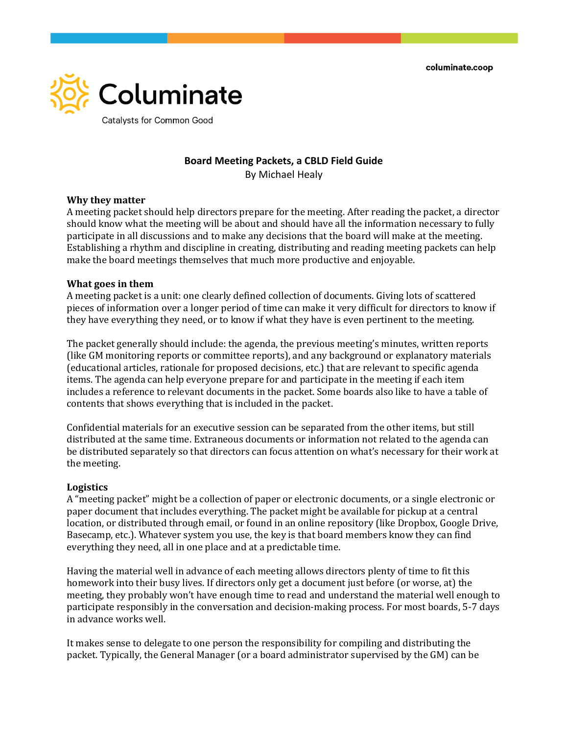Columinate

Catalysts for Common Good

columinate.coop

# Board Meeting Packets, a CBLD Field Guide

By Michael Healy

## Why they matter

A meeting packet should help directors prepare for the meeting. After reading the packet, a director should know what the meeting will be about and should have all the information necessary to fully participate in all discussions and to make any decisions that the board will make at the meeting. Establishing a rhythm and discipline in creating, distributing and reading meeting packets can help make the board meetings themselves that much more productive and enjoyable.

## What goes in them

A meeting packet is a unit: one clearly defined collection of documents. Giving lots of scattered pieces of information over a longer period of time can make it very difficult for directors to know if they have everything they need, or to know if what they have is even pertinent to the meeting.

The packet generally should include: the agenda, the previous meeting's minutes, written reports (like GM monitoring reports or committee reports), and any background or explanatory materials (educational articles, rationale for proposed decisions, etc.) that are relevant to specific agenda items. The agenda can help everyone prepare for and participate in the meeting if each item includes a reference to relevant documents in the packet. Some boards also like to have a table of contents that shows everything that is included in the packet.

Confidential materials for an executive session can be separated from the other items, but still distributed at the same time. Extraneous documents or information not related to the agenda can be distributed separately so that directors can focus attention on what's necessary for their work at the meeting.

## Logistics

A "meeting packet" might be a collection of paper or electronic documents, or a single electronic or paper document that includes everything. The packet might be available for pickup at a central location, or distributed through email, or found in an online repository (like Dropbox, Google Drive, Basecamp, etc.). Whatever system you use, the key is that board members know they can find everything they need, all in one place and at a predictable time.

Having the material well in advance of each meeting allows directors plenty of time to fit this homework into their busy lives. If directors only get a document just before (or worse, at) the meeting, they probably won't have enough time to read and understand the material well enough to participate responsibly in the conversation and decision-making process. For most boards, 5-7 days in advance works well.

It makes sense to delegate to one person the responsibility for compiling and distributing the packet. Typically, the General Manager (or a board administrator supervised by the GM) can be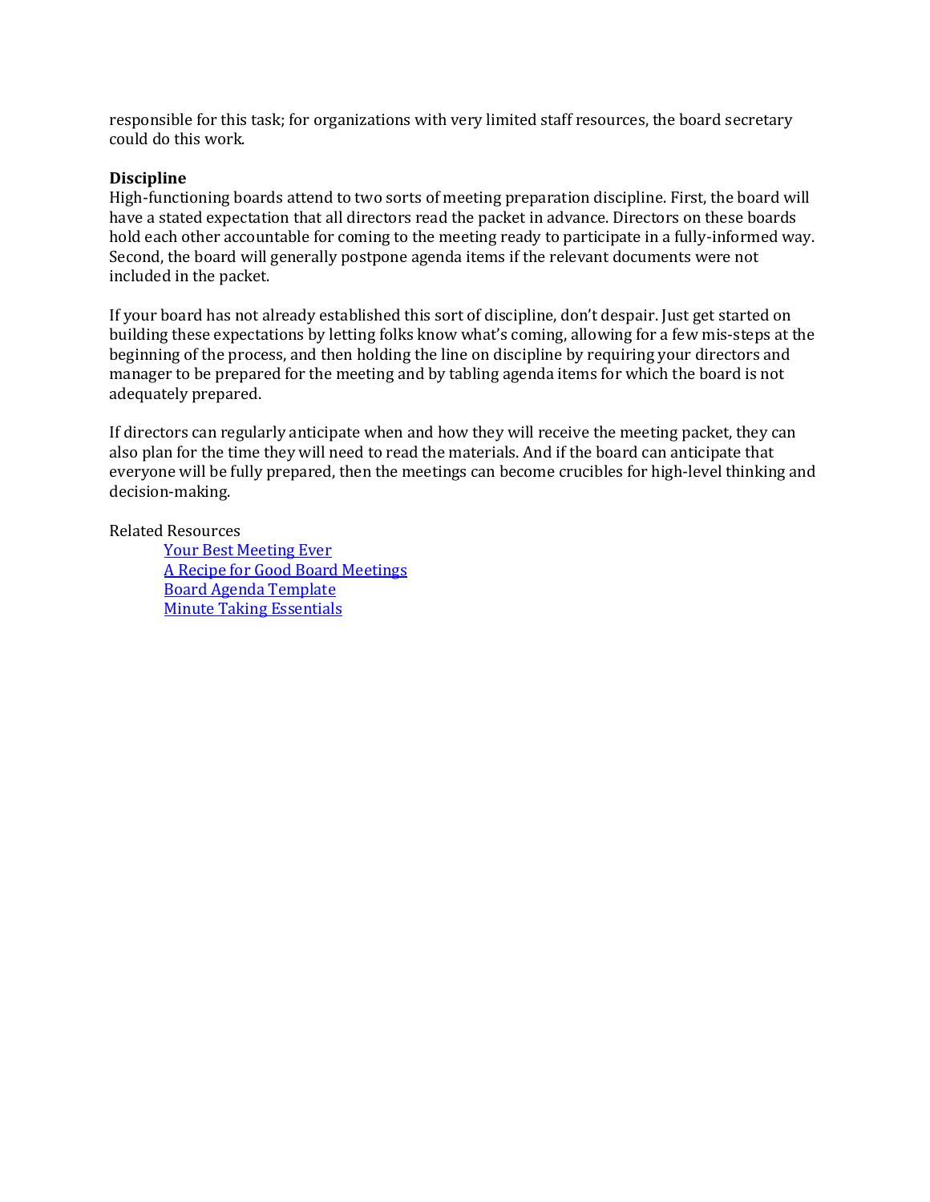responsible for this task; for organizations with very limited staff resources, the board secretary could do this work.

**Discipline**

High-functioning boards attend to two sorts of meeting preparation discipline. First, the board will have a stated expectation that all directors read the packet in advance. Directors on these boards hold each other accountable for coming to the meeting ready to participate in a fully-informed way. Second, the board will generally postpone agenda items if the relevant documents were not included in the packet.

If your board has not already established this sort of discipline, don't despair. Just get started on building these expectations by letting folks know what's coming, allowing for a few mis-steps at the beginning of the process, and then holding the line on discipline by requiring your directors and manager to be prepared for the meeting and by tabling agenda items for which the board is not adequately prepared.

If directors can regularly anticipate when and how they will receive the meeting packet, they can also plan for the time they will need to read the materials. And if the board can anticipate that everyone will be fully prepared, then the meetings can become crucibles for high-level thinking and decision-making.

Related Resources

- Your Best Meeting Ever
- A Recipe for Good Board Meetings
- Board Agenda Template
- Minute Taking Essentials